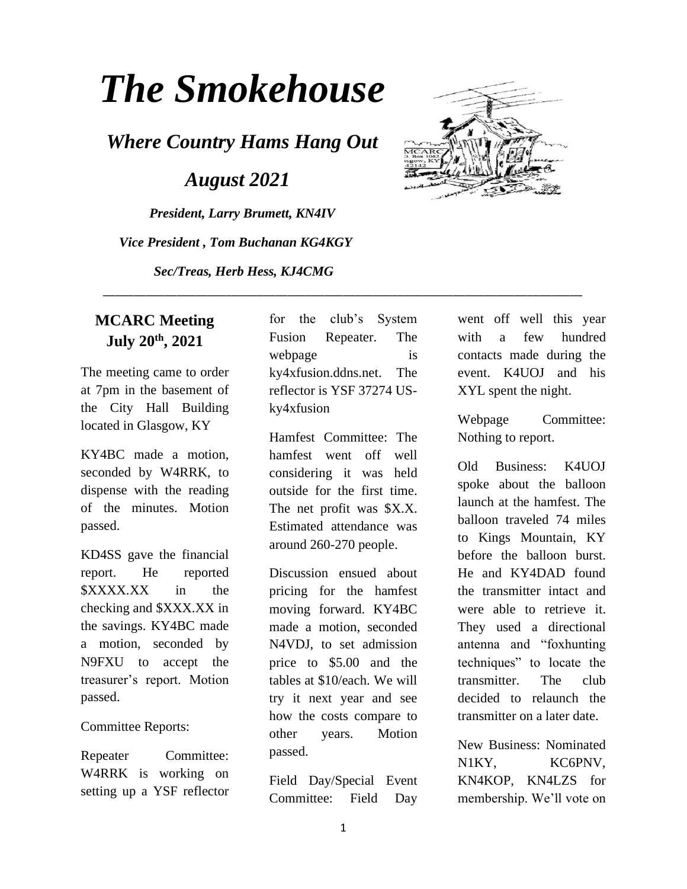# *The Smokehouse*

## *Where Country Hams Hang Out*

## *August 2021*

***President, Larry Brumett, KN4IV***

***Vice President , Tom Buchanan KG4KGY***

***Sec/Treas, Herb Hess, KJ4CMG***

---

### MCARC Meeting July 20th, 2021

The meeting came to order at 7pm in the basement of the City Hall Building located in Glasgow, KY

KY4BC made a motion, seconded by W4RRK, to dispense with the reading of the minutes. Motion passed.

KD4SS gave the financial report. He reported $XXXX.XX in the checking and $XXX.XX in the savings. KY4BC made a motion, seconded by N9FXU to accept the treasurer's report. Motion passed.

Committee Reports:

Repeater Committee: W4RRK is working on setting up a YSF reflector for the club's System Fusion Repeater. The webpage is ky4xfusion.ddns.net. The reflector is YSF 37274 US-ky4xfusion

Hamfest Committee: The hamfest went off well considering it was held outside for the first time. The net profit was $X.X. Estimated attendance was around 260-270 people.

Discussion ensued about pricing for the hamfest moving forward. KY4BC made a motion, seconded N4VDJ, to set admission price to $5.00 and the tables at $10/each. We will try it next year and see how the costs compare to other years. Motion passed.

Field Day/Special Event Committee: Field Day went off well this year with a few hundred contacts made during the event. K4UOJ and his XYL spent the night.

Webpage Committee: Nothing to report.

Old Business: K4UOJ spoke about the balloon launch at the hamfest. The balloon traveled 74 miles to Kings Mountain, KY before the balloon burst. He and KY4DAD found the transmitter intact and were able to retrieve it. They used a directional antenna and "foxhunting techniques" to locate the transmitter. The club decided to relaunch the transmitter on a later date.

New Business: Nominated N1KY, KC6PNV, KN4KOP, KN4LZS for membership. We'll vote on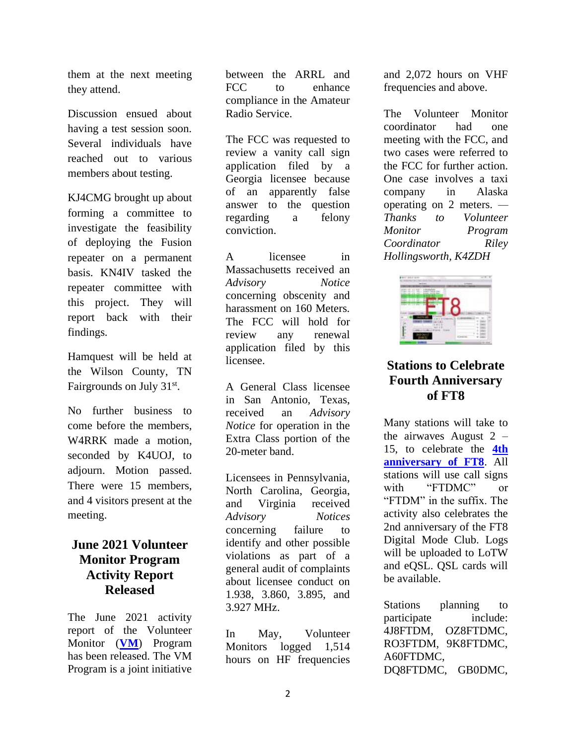them at the next meeting they attend.

Discussion ensued about having a test session soon. Several individuals have reached out to various members about testing.

KJ4CMG brought up about forming a committee to investigate the feasibility of deploying the Fusion repeater on a permanent basis. KN4IV tasked the repeater committee with this project. They will report back with their findings.

Hamquest will be held at the Wilson County, TN Fairgrounds on July 31st.

No further business to come before the members, W4RRK made a motion, seconded by K4UOJ, to adjourn. Motion passed. There were 15 members, and 4 visitors present at the meeting.

## June 2021 Volunteer Monitor Program Activity Report Released

The June 2021 activity report of the Volunteer Monitor (**VM**) Program has been released. The VM Program is a joint initiative between the ARRL and FCC to enhance compliance in the Amateur Radio Service.

The FCC was requested to review a vanity call sign application filed by a Georgia licensee because of an apparently false answer to the question regarding a felony conviction.

A licensee in Massachusetts received an *Advisory Notice* concerning obscenity and harassment on 160 Meters. The FCC will hold for review any renewal application filed by this licensee.

A General Class licensee in San Antonio, Texas, received an *Advisory Notice* for operation in the Extra Class portion of the 20-meter band.

Licensees in Pennsylvania, North Carolina, Georgia, and Virginia received *Advisory Notices* concerning failure to identify and other possible violations as part of a general audit of complaints about licensee conduct on 1.938, 3.860, 3.895, and 3.927 MHz.

In May, Volunteer Monitors logged 1,514 hours on HF frequencies and 2,072 hours on VHF frequencies and above.

The Volunteer Monitor coordinator had one meeting with the FCC, and two cases were referred to the FCC for further action. One case involves a taxi company in Alaska operating on 2 meters. — *Thanks to Volunteer Monitor Program Coordinator Riley Hollingsworth, K4ZDH*

## Stations to Celebrate Fourth Anniversary of FT8

Many stations will take to the airwaves August 2 – 15, to celebrate the **4th anniversary of FT8**. All stations will use call signs with "FTDMC" or "FTDM" in the suffix. The activity also celebrates the 2nd anniversary of the FT8 Digital Mode Club. Logs will be uploaded to LoTW and eQSL. QSL cards will be available.

Stations planning to participate include: 4J8FTDM, OZ8FTDMC, RO3FTDM, 9K8FTDMC, A60FTDMC, DQ8FTDMC, GB0DMC,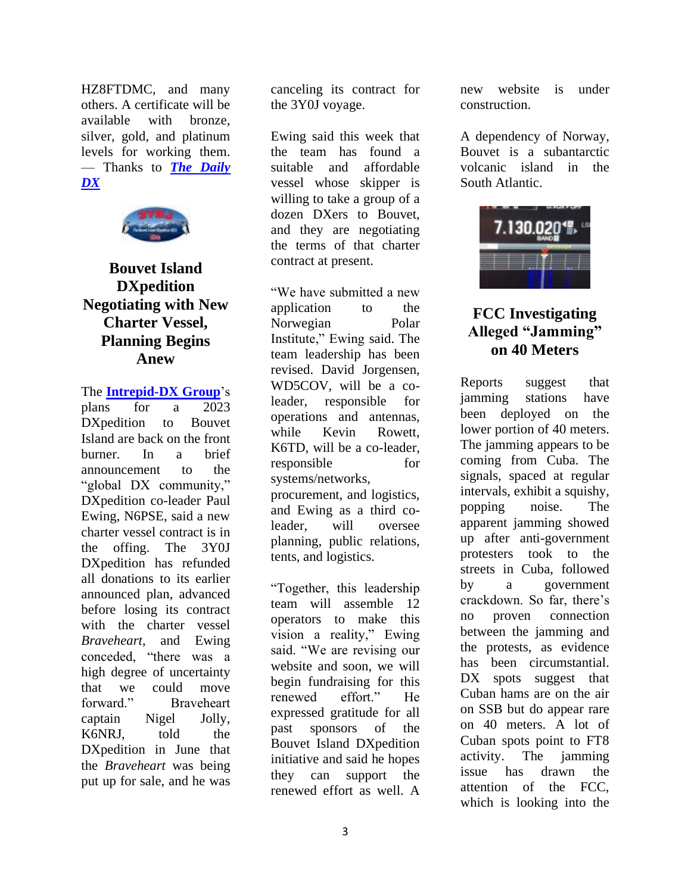HZ8FTDMC, and many others. A certificate will be available with bronze, silver, gold, and platinum levels for working them. — Thanks to ***The Daily DX***

## Bouvet Island DXpedition Negotiating with New Charter Vessel, Planning Begins Anew

The **Intrepid-DX Group**'s plans for a 2023 DXpedition to Bouvet Island are back on the front burner. In a brief announcement to the "global DX community," DXpedition co-leader Paul Ewing, N6PSE, said a new charter vessel contract is in the offing. The 3Y0J DXpedition has refunded all donations to its earlier announced plan, advanced before losing its contract with the charter vessel *Braveheart*, and Ewing conceded, "there was a high degree of uncertainty that we could move forward." Braveheart captain Nigel Jolly, K6NRJ, told the DXpedition in June that the *Braveheart* was being put up for sale, and he was canceling its contract for the 3Y0J voyage.

Ewing said this week that the team has found a suitable and affordable vessel whose skipper is willing to take a group of a dozen DXers to Bouvet, and they are negotiating the terms of that charter contract at present.

"We have submitted a new application to the Norwegian Polar Institute," Ewing said. The team leadership has been revised. David Jorgensen, WD5COV, will be a co-leader, responsible for operations and antennas, while Kevin Rowett, K6TD, will be a co-leader, responsible for systems/networks, procurement, and logistics, and Ewing as a third co-leader, will oversee planning, public relations, tents, and logistics.

"Together, this leadership team will assemble 12 operators to make this vision a reality," Ewing said. "We are revising our website and soon, we will begin fundraising for this renewed effort." He expressed gratitude for all past sponsors of the Bouvet Island DXpedition initiative and said he hopes they can support the renewed effort as well. A new website is under construction.

A dependency of Norway, Bouvet is a subantarctic volcanic island in the South Atlantic.

## FCC Investigating Alleged "Jamming" on 40 Meters

Reports suggest that jamming stations have been deployed on the lower portion of 40 meters. The jamming appears to be coming from Cuba. The signals, spaced at regular intervals, exhibit a squishy, popping noise. The apparent jamming showed up after anti-government protesters took to the streets in Cuba, followed by a government crackdown. So far, there's no proven connection between the jamming and the protests, as evidence has been circumstantial. DX spots suggest that Cuban hams are on the air on SSB but do appear rare on 40 meters. A lot of Cuban spots point to FT8 activity. The jamming issue has drawn the attention of the FCC, which is looking into the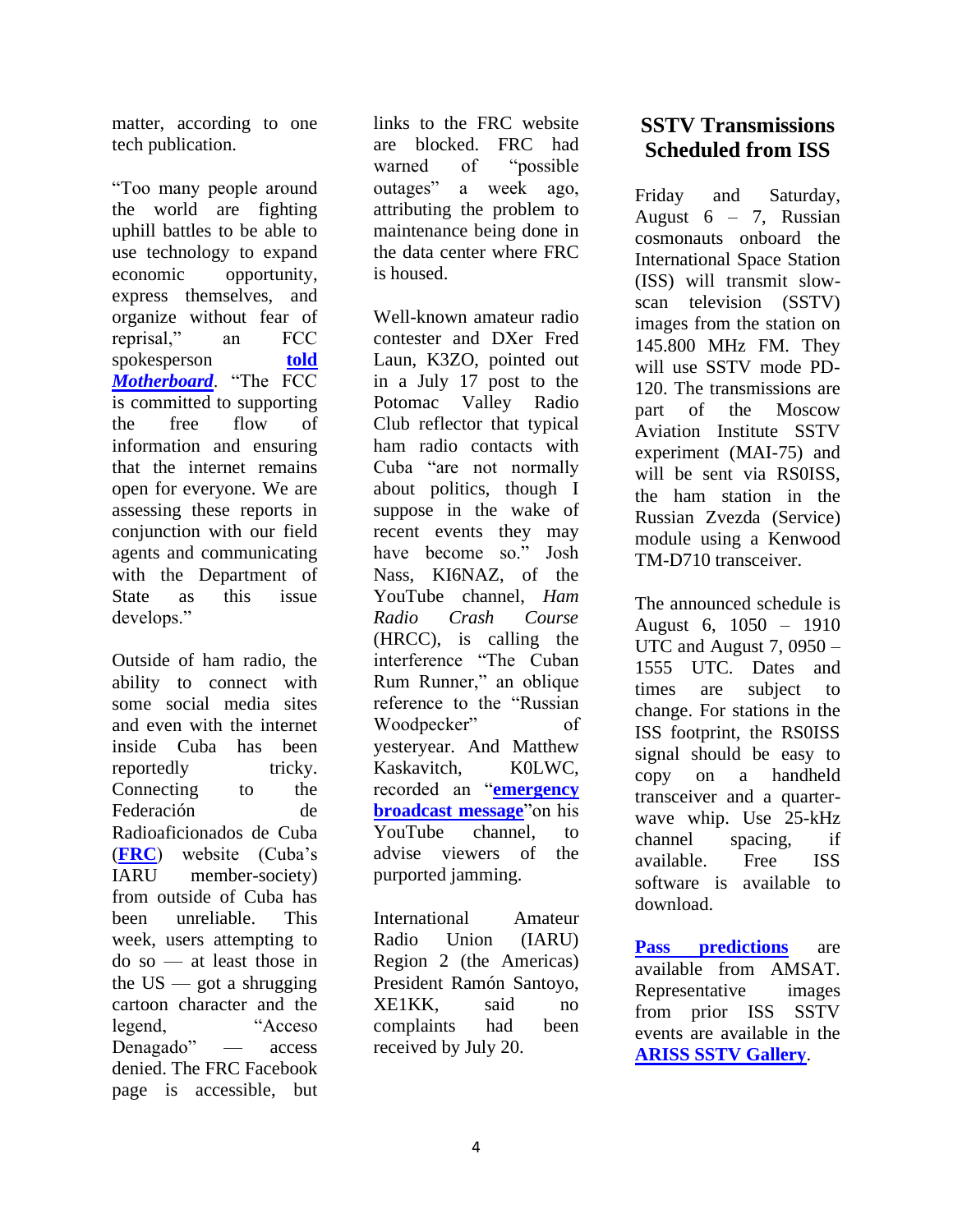matter, according to one tech publication.

"Too many people around the world are fighting uphill battles to be able to use technology to expand economic opportunity, express themselves, and organize without fear of reprisal," an FCC spokesperson **told *Motherboard***. "The FCC is committed to supporting the free flow of information and ensuring that the internet remains open for everyone. We are assessing these reports in conjunction with our field agents and communicating with the Department of State as this issue develops."

Outside of ham radio, the ability to connect with some social media sites and even with the internet inside Cuba has been reportedly tricky. Connecting to the Federación de Radioaficionados de Cuba (**FRC**) website (Cuba's IARU member-society) from outside of Cuba has been unreliable. This week, users attempting to do so — at least those in the US — got a shrugging cartoon character and the legend, "Acceso Denagado" — access denied. The FRC Facebook page is accessible, but links to the FRC website are blocked. FRC had warned of "possible outages" a week ago, attributing the problem to maintenance being done in the data center where FRC is housed.

Well-known amateur radio contester and DXer Fred Laun, K3ZO, pointed out in a July 17 post to the Potomac Valley Radio Club reflector that typical ham radio contacts with Cuba "are not normally about politics, though I suppose in the wake of recent events they may have become so." Josh Nass, KI6NAZ, of the YouTube channel, *Ham Radio Crash Course* (HRCC), is calling the interference "The Cuban Rum Runner," an oblique reference to the "Russian Woodpecker" of yesteryear. And Matthew Kaskavitch, K0LWC, recorded an "**emergency broadcast message**"on his YouTube channel, to advise viewers of the purported jamming.

International Amateur Radio Union (IARU) Region 2 (the Americas) President Ramón Santoyo, XE1KK, said no complaints had been received by July 20.

## SSTV Transmissions Scheduled from ISS

Friday and Saturday, August 6 – 7, Russian cosmonauts onboard the International Space Station (ISS) will transmit slow-scan television (SSTV) images from the station on 145.800 MHz FM. They will use SSTV mode PD-120. The transmissions are part of the Moscow Aviation Institute SSTV experiment (MAI-75) and will be sent via RS0ISS, the ham station in the Russian Zvezda (Service) module using a Kenwood TM-D710 transceiver.

The announced schedule is August 6, 1050 – 1910 UTC and August 7, 0950 – 1555 UTC. Dates and times are subject to change. For stations in the ISS footprint, the RS0ISS signal should be easy to copy on a handheld transceiver and a quarter-wave whip. Use 25-kHz channel spacing, if available. Free ISS software is available to download.

**Pass predictions** are available from AMSAT. Representative images from prior ISS SSTV events are available in the **ARISS SSTV Gallery**.